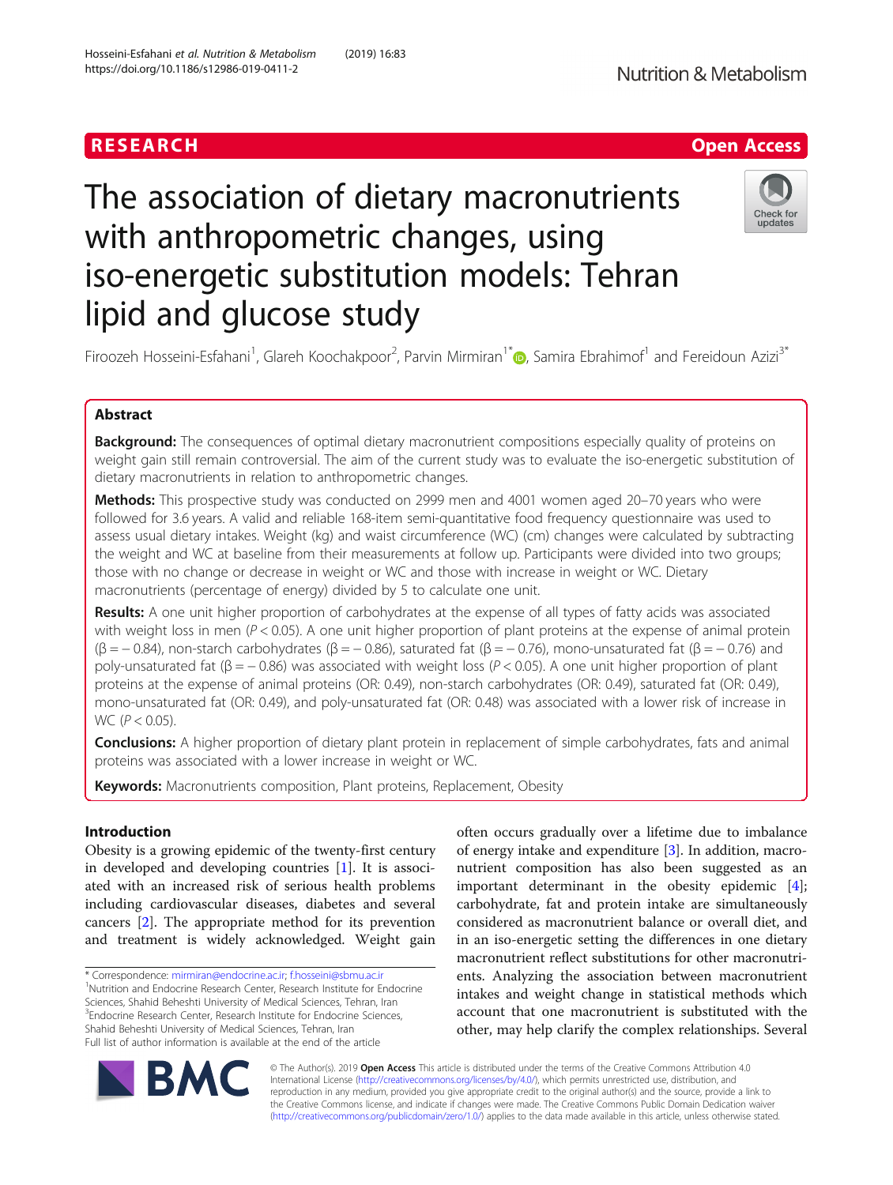RESEARCH Open Access

# The association of dietary macronutrients with anthropometric changes, using iso-energetic substitution models: Tehran lipid and glucose study

Firoozeh Hosseini-Esfahani[1], Glareh Koochakpoor[2], Parvin Mirmiran[1*], Samira Ebrahimof[1] and Fereidoun Azizi[3*]

## Abstract

**Background:** The consequences of optimal dietary macronutrient compositions especially quality of proteins on weight gain still remain controversial. The aim of the current study was to evaluate the iso-energetic substitution of dietary macronutrients in relation to anthropometric changes.

**Methods:** This prospective study was conducted on 2999 men and 4001 women aged 20–70 years who were followed for 3.6 years. A valid and reliable 168-item semi-quantitative food frequency questionnaire was used to assess usual dietary intakes. Weight (kg) and waist circumference (WC) (cm) changes were calculated by subtracting the weight and WC at baseline from their measurements at follow up. Participants were divided into two groups; those with no change or decrease in weight or WC and those with increase in weight or WC. Dietary macronutrients (percentage of energy) divided by 5 to calculate one unit.

**Results:** A one unit higher proportion of carbohydrates at the expense of all types of fatty acids was associated with weight loss in men ($P < 0.05$). A one unit higher proportion of plant proteins at the expense of animal protein ($\beta = -0.84$), non-starch carbohydrates ($\beta = -0.86$), saturated fat ($\beta = -0.76$), mono-unsaturated fat ($\beta = -0.76$) and poly-unsaturated fat ($\beta = -0.86$) was associated with weight loss ($P < 0.05$). A one unit higher proportion of plant proteins at the expense of animal proteins (OR: 0.49), non-starch carbohydrates (OR: 0.49), saturated fat (OR: 0.49), mono-unsaturated fat (OR: 0.49), and poly-unsaturated fat (OR: 0.48) was associated with a lower risk of increase in WC ($P < 0.05$).

**Conclusions:** A higher proportion of dietary plant protein in replacement of simple carbohydrates, fats and animal proteins was associated with a lower increase in weight or WC.

**Keywords:** Macronutrients composition, Plant proteins, Replacement, Obesity

## Introduction

Obesity is a growing epidemic of the twenty-first century in developed and developing countries [1]. It is associated with an increased risk of serious health problems including cardiovascular diseases, diabetes and several cancers [2]. The appropriate method for its prevention and treatment is widely acknowledged. Weight gain often occurs gradually over a lifetime due to imbalance of energy intake and expenditure [3]. In addition, macronutrient composition has also been suggested as an important determinant in the obesity epidemic [4]; carbohydrate, fat and protein intake are simultaneously considered as macronutrient balance or overall diet, and in an iso-energetic setting the differences in one dietary macronutrient reflect substitutions for other macronutrients. Analyzing the association between macronutrient intakes and weight change in statistical methods which account that one macronutrient is substituted with the other, may help clarify the complex relationships. Several

\* Correspondence: mirmiran@endocrine.ac.ir; f.hosseini@sbmu.ac.ir
[1]Nutrition and Endocrine Research Center, Research Institute for Endocrine Sciences, Shahid Beheshti University of Medical Sciences, Tehran, Iran
[3]Endocrine Research Center, Research Institute for Endocrine Sciences, Shahid Beheshti University of Medical Sciences, Tehran, Iran
Full list of author information is available at the end of the article

© The Author(s). 2019 **Open Access** This article is distributed under the terms of the Creative Commons Attribution 4.0 International License (http://creativecommons.org/licenses/by/4.0/), which permits unrestricted use, distribution, and reproduction in any medium, provided you give appropriate credit to the original author(s) and the source, provide a link to the Creative Commons license, and indicate if changes were made. The Creative Commons Public Domain Dedication waiver (http://creativecommons.org/publicdomain/zero/1.0/) applies to the data made available in this article, unless otherwise stated.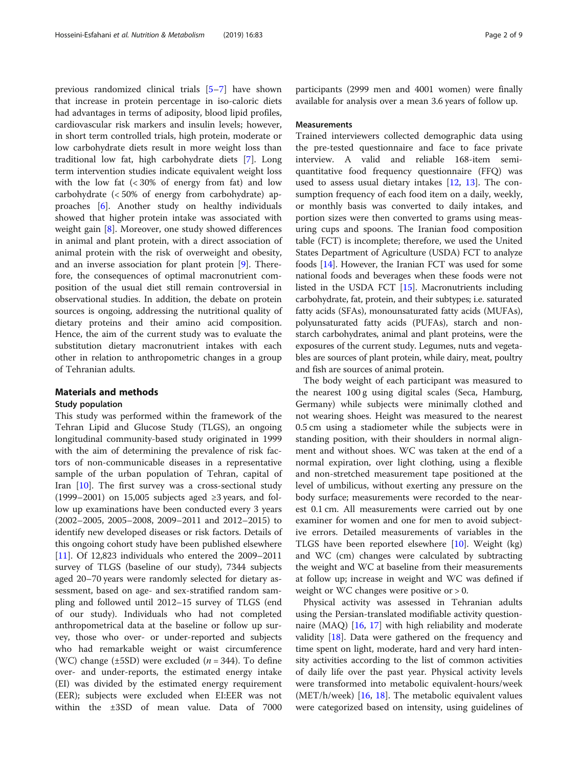previous randomized clinical trials [5–7] have shown that increase in protein percentage in iso-caloric diets had advantages in terms of adiposity, blood lipid profiles, cardiovascular risk markers and insulin levels; however, in short term controlled trials, high protein, moderate or low carbohydrate diets result in more weight loss than traditional low fat, high carbohydrate diets [7]. Long term intervention studies indicate equivalent weight loss with the low fat (< 30% of energy from fat) and low carbohydrate (< 50% of energy from carbohydrate) approaches [6]. Another study on healthy individuals showed that higher protein intake was associated with weight gain [8]. Moreover, one study showed differences in animal and plant protein, with a direct association of animal protein with the risk of overweight and obesity, and an inverse association for plant protein [9]. Therefore, the consequences of optimal macronutrient composition of the usual diet still remain controversial in observational studies. In addition, the debate on protein sources is ongoing, addressing the nutritional quality of dietary proteins and their amino acid composition. Hence, the aim of the current study was to evaluate the substitution dietary macronutrient intakes with each other in relation to anthropometric changes in a group of Tehranian adults.

## Materials and methods

### Study population

This study was performed within the framework of the Tehran Lipid and Glucose Study (TLGS), an ongoing longitudinal community-based study originated in 1999 with the aim of determining the prevalence of risk factors of non-communicable diseases in a representative sample of the urban population of Tehran, capital of Iran [10]. The first survey was a cross-sectional study (1999–2001) on 15,005 subjects aged ≥3 years, and follow up examinations have been conducted every 3 years (2002–2005, 2005–2008, 2009–2011 and 2012–2015) to identify new developed diseases or risk factors. Details of this ongoing cohort study have been published elsewhere [11]. Of 12,823 individuals who entered the 2009–2011 survey of TLGS (baseline of our study), 7344 subjects aged 20–70 years were randomly selected for dietary assessment, based on age- and sex-stratified random sampling and followed until 2012–15 survey of TLGS (end of our study). Individuals who had not completed anthropometrical data at the baseline or follow up survey, those who over- or under-reported and subjects who had remarkable weight or waist circumference (WC) change (±5SD) were excluded ($n = 344$). To define over- and under-reports, the estimated energy intake (EI) was divided by the estimated energy requirement (EER); subjects were excluded when EI:EER was not within the ±3SD of mean value. Data of 7000 participants (2999 men and 4001 women) were finally available for analysis over a mean 3.6 years of follow up.

### Measurements

Trained interviewers collected demographic data using the pre-tested questionnaire and face to face private interview. A valid and reliable 168-item semi-quantitative food frequency questionnaire (FFQ) was used to assess usual dietary intakes [12, 13]. The consumption frequency of each food item on a daily, weekly, or monthly basis was converted to daily intakes, and portion sizes were then converted to grams using measuring cups and spoons. The Iranian food composition table (FCT) is incomplete; therefore, we used the United States Department of Agriculture (USDA) FCT to analyze foods [14]. However, the Iranian FCT was used for some national foods and beverages when these foods were not listed in the USDA FCT [15]. Macronutrients including carbohydrate, fat, protein, and their subtypes; i.e. saturated fatty acids (SFAs), monounsaturated fatty acids (MUFAs), polyunsaturated fatty acids (PUFAs), starch and non-starch carbohydrates, animal and plant proteins, were the exposures of the current study. Legumes, nuts and vegetables are sources of plant protein, while dairy, meat, poultry and fish are sources of animal protein.

The body weight of each participant was measured to the nearest 100 g using digital scales (Seca, Hamburg, Germany) while subjects were minimally clothed and not wearing shoes. Height was measured to the nearest 0.5 cm using a stadiometer while the subjects were in standing position, with their shoulders in normal alignment and without shoes. WC was taken at the end of a normal expiration, over light clothing, using a flexible and non-stretched measurement tape positioned at the level of umbilicus, without exerting any pressure on the body surface; measurements were recorded to the nearest 0.1 cm. All measurements were carried out by one examiner for women and one for men to avoid subjective errors. Detailed measurements of variables in the TLGS have been reported elsewhere [10]. Weight (kg) and WC (cm) changes were calculated by subtracting the weight and WC at baseline from their measurements at follow up; increase in weight and WC was defined if weight or WC changes were positive or > 0.

Physical activity was assessed in Tehranian adults using the Persian-translated modifiable activity questionnaire (MAQ) [16, 17] with high reliability and moderate validity [18]. Data were gathered on the frequency and time spent on light, moderate, hard and very hard intensity activities according to the list of common activities of daily life over the past year. Physical activity levels were transformed into metabolic equivalent-hours/week (MET/h/week) [16, 18]. The metabolic equivalent values were categorized based on intensity, using guidelines of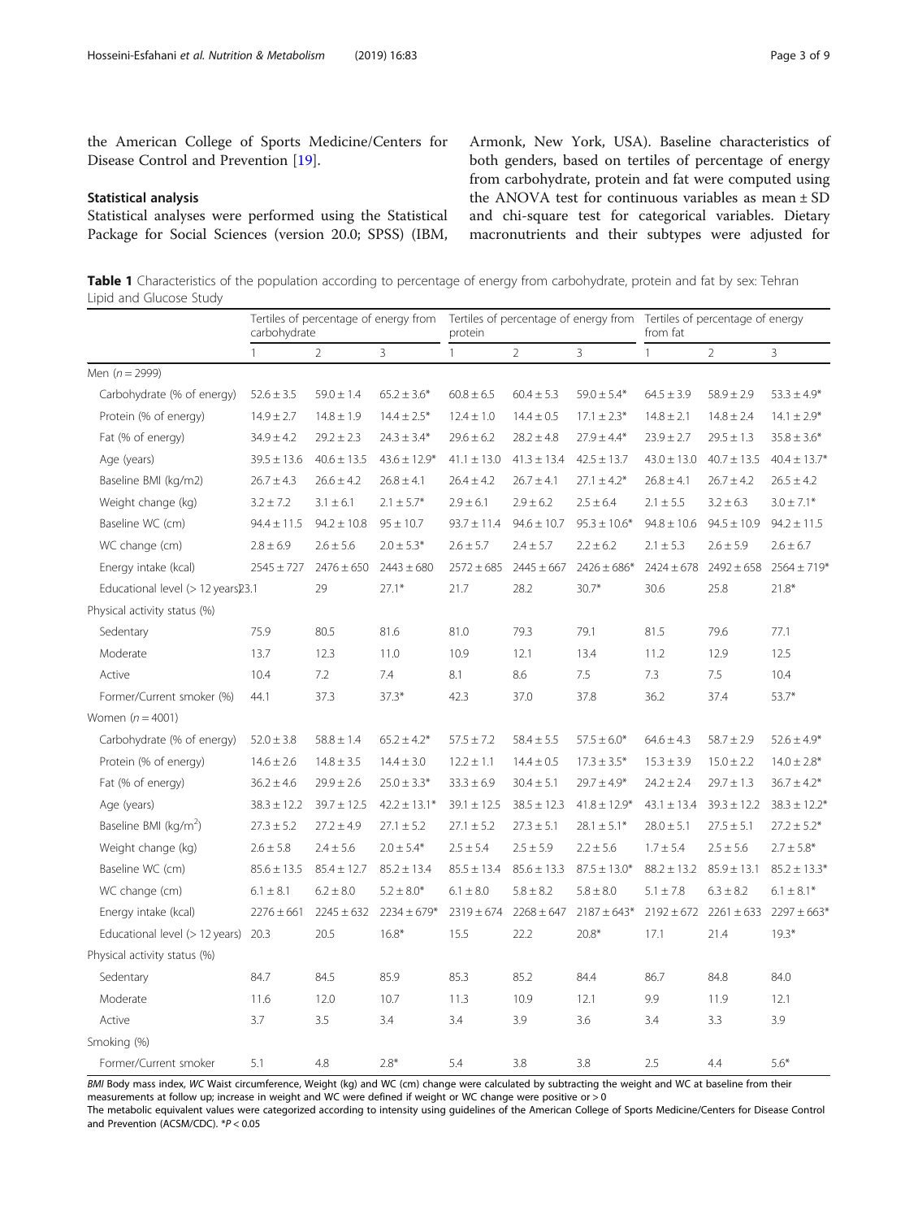the American College of Sports Medicine/Centers for Disease Control and Prevention [19].

### Statistical analysis

Statistical analyses were performed using the Statistical Package for Social Sciences (version 20.0; SPSS) (IBM, Armonk, New York, USA). Baseline characteristics of both genders, based on tertiles of percentage of energy from carbohydrate, protein and fat were computed using the ANOVA test for continuous variables as mean ± SD and chi-square test for categorical variables. Dietary macronutrients and their subtypes were adjusted for

**Table 1** Characteristics of the population according to percentage of energy from carbohydrate, protein and fat by sex: Tehran Lipid and Glucose Study

| | Tertiles of percentage of energy from carbohydrate | | | Tertiles of percentage of energy from protein | | | Tertiles of percentage of energy from fat | | |
|---|---|---|---|---|---|---|---|---|---|
| | 1 | 2 | 3 | 1 | 2 | 3 | 1 | 2 | 3 |
| Men (n = 2999) | | | | | | | | | |
| Carbohydrate (% of energy) | 52.6 ± 3.5 | 59.0 ± 1.4 | 65.2 ± 3.6* | 60.8 ± 6.5 | 60.4 ± 5.3 | 59.0 ± 5.4* | 64.5 ± 3.9 | 58.9 ± 2.9 | 53.3 ± 4.9* |
| Protein (% of energy) | 14.9 ± 2.7 | 14.8 ± 1.9 | 14.4 ± 2.5* | 12.4 ± 1.0 | 14.4 ± 0.5 | 17.1 ± 2.3* | 14.8 ± 2.1 | 14.8 ± 2.4 | 14.1 ± 2.9* |
| Fat (% of energy) | 34.9 ± 4.2 | 29.2 ± 2.3 | 24.3 ± 3.4* | 29.6 ± 6.2 | 28.2 ± 4.8 | 27.9 ± 4.4* | 23.9 ± 2.7 | 29.5 ± 1.3 | 35.8 ± 3.6* |
| Age (years) | 39.5 ± 13.6 | 40.6 ± 13.5 | 43.6 ± 12.9* | 41.1 ± 13.0 | 41.3 ± 13.4 | 42.5 ± 13.7 | 43.0 ± 13.0 | 40.7 ± 13.5 | 40.4 ± 13.7* |
| Baseline BMI (kg/m2) | 26.7 ± 4.3 | 26.6 ± 4.2 | 26.8 ± 4.1 | 26.4 ± 4.2 | 26.7 ± 4.1 | 27.1 ± 4.2* | 26.8 ± 4.1 | 26.7 ± 4.2 | 26.5 ± 4.2 |
| Weight change (kg) | 3.2 ± 7.2 | 3.1 ± 6.1 | 2.1 ± 5.7* | 2.9 ± 6.1 | 2.9 ± 6.2 | 2.5 ± 6.4 | 2.1 ± 5.5 | 3.2 ± 6.3 | 3.0 ± 7.1* |
| Baseline WC (cm) | 94.4 ± 11.5 | 94.2 ± 10.8 | 95 ± 10.7 | 93.7 ± 11.4 | 94.6 ± 10.7 | 95.3 ± 10.6* | 94.8 ± 10.6 | 94.5 ± 10.9 | 94.2 ± 11.5 |
| WC change (cm) | 2.8 ± 6.9 | 2.6 ± 5.6 | 2.0 ± 5.3* | 2.6 ± 5.7 | 2.4 ± 5.7 | 2.2 ± 6.2 | 2.1 ± 5.3 | 2.6 ± 5.9 | 2.6 ± 6.7 |
| Energy intake (kcal) | 2545 ± 727 | 2476 ± 650 | 2443 ± 680 | 2572 ± 685 | 2445 ± 667 | 2426 ± 686* | 2424 ± 678 | 2492 ± 658 | 2564 ± 719* |
| Educational level (> 12 years) | 23.1 | 29 | 27.1* | 21.7 | 28.2 | 30.7* | 30.6 | 25.8 | 21.8* |
| Physical activity status (%) | | | | | | | | | |
| Sedentary | 75.9 | 80.5 | 81.6 | 81.0 | 79.3 | 79.1 | 81.5 | 79.6 | 77.1 |
| Moderate | 13.7 | 12.3 | 11.0 | 10.9 | 12.1 | 13.4 | 11.2 | 12.9 | 12.5 |
| Active | 10.4 | 7.2 | 7.4 | 8.1 | 8.6 | 7.5 | 7.3 | 7.5 | 10.4 |
| Former/Current smoker (%) | 44.1 | 37.3 | 37.3* | 42.3 | 37.0 | 37.8 | 36.2 | 37.4 | 53.7* |
| Women (n = 4001) | | | | | | | | | |
| Carbohydrate (% of energy) | 52.0 ± 3.8 | 58.8 ± 1.4 | 65.2 ± 4.2* | 57.5 ± 7.2 | 58.4 ± 5.5 | 57.5 ± 6.0* | 64.6 ± 4.3 | 58.7 ± 2.9 | 52.6 ± 4.9* |
| Protein (% of energy) | 14.6 ± 2.6 | 14.8 ± 3.5 | 14.4 ± 3.0 | 12.2 ± 1.1 | 14.4 ± 0.5 | 17.3 ± 3.5* | 15.3 ± 3.9 | 15.0 ± 2.2 | 14.0 ± 2.8* |
| Fat (% of energy) | 36.2 ± 4.6 | 29.9 ± 2.6 | 25.0 ± 3.3* | 33.3 ± 6.9 | 30.4 ± 5.1 | 29.7 ± 4.9* | 24.2 ± 2.4 | 29.7 ± 1.3 | 36.7 ± 4.2* |
| Age (years) | 38.3 ± 12.2 | 39.7 ± 12.5 | 42.2 ± 13.1* | 39.1 ± 12.5 | 38.5 ± 12.3 | 41.8 ± 12.9* | 43.1 ± 13.4 | 39.3 ± 12.2 | 38.3 ± 12.2* |
| Baseline BMI (kg/m$^2$) | 27.3 ± 5.2 | 27.2 ± 4.9 | 27.1 ± 5.2 | 27.1 ± 5.2 | 27.3 ± 5.1 | 28.1 ± 5.1* | 28.0 ± 5.1 | 27.5 ± 5.1 | 27.2 ± 5.2* |
| Weight change (kg) | 2.6 ± 5.8 | 2.4 ± 5.6 | 2.0 ± 5.4* | 2.5 ± 5.4 | 2.5 ± 5.9 | 2.2 ± 5.6 | 1.7 ± 5.4 | 2.5 ± 5.6 | 2.7 ± 5.8* |
| Baseline WC (cm) | 85.6 ± 13.5 | 85.4 ± 12.7 | 85.2 ± 13.4 | 85.5 ± 13.4 | 85.6 ± 13.3 | 87.5 ± 13.0* | 88.2 ± 13.2 | 85.9 ± 13.1 | 85.2 ± 13.3* |
| WC change (cm) | 6.1 ± 8.1 | 6.2 ± 8.0 | 5.2 ± 8.0* | 6.1 ± 8.0 | 5.8 ± 8.2 | 5.8 ± 8.0 | 5.1 ± 7.8 | 6.3 ± 8.2 | 6.1 ± 8.1* |
| Energy intake (kcal) | 2276 ± 661 | 2245 ± 632 | 2234 ± 679* | 2319 ± 674 | 2268 ± 647 | 2187 ± 643* | 2192 ± 672 | 2261 ± 633 | 2297 ± 663* |
| Educational level (> 12 years) | 20.3 | 20.5 | 16.8* | 15.5 | 22.2 | 20.8* | 17.1 | 21.4 | 19.3* |
| Physical activity status (%) | | | | | | | | | |
| Sedentary | 84.7 | 84.5 | 85.9 | 85.3 | 85.2 | 84.4 | 86.7 | 84.8 | 84.0 |
| Moderate | 11.6 | 12.0 | 10.7 | 11.3 | 10.9 | 12.1 | 9.9 | 11.9 | 12.1 |
| Active | 3.7 | 3.5 | 3.4 | 3.4 | 3.9 | 3.6 | 3.4 | 3.3 | 3.9 |
| Smoking (%) | | | | | | | | | |
| Former/Current smoker | 5.1 | 4.8 | 2.8* | 5.4 | 3.8 | 3.8 | 2.5 | 4.4 | 5.6* |

*BMI* Body mass index, *WC* Waist circumference, Weight (kg) and WC (cm) change were calculated by subtracting the weight and WC at baseline from their measurements at follow up; increase in weight and WC were defined if weight or WC change were positive or > 0

The metabolic equivalent values were categorized according to intensity using guidelines of the American College of Sports Medicine/Centers for Disease Control and Prevention (ACSM/CDC). *$P < 0.05$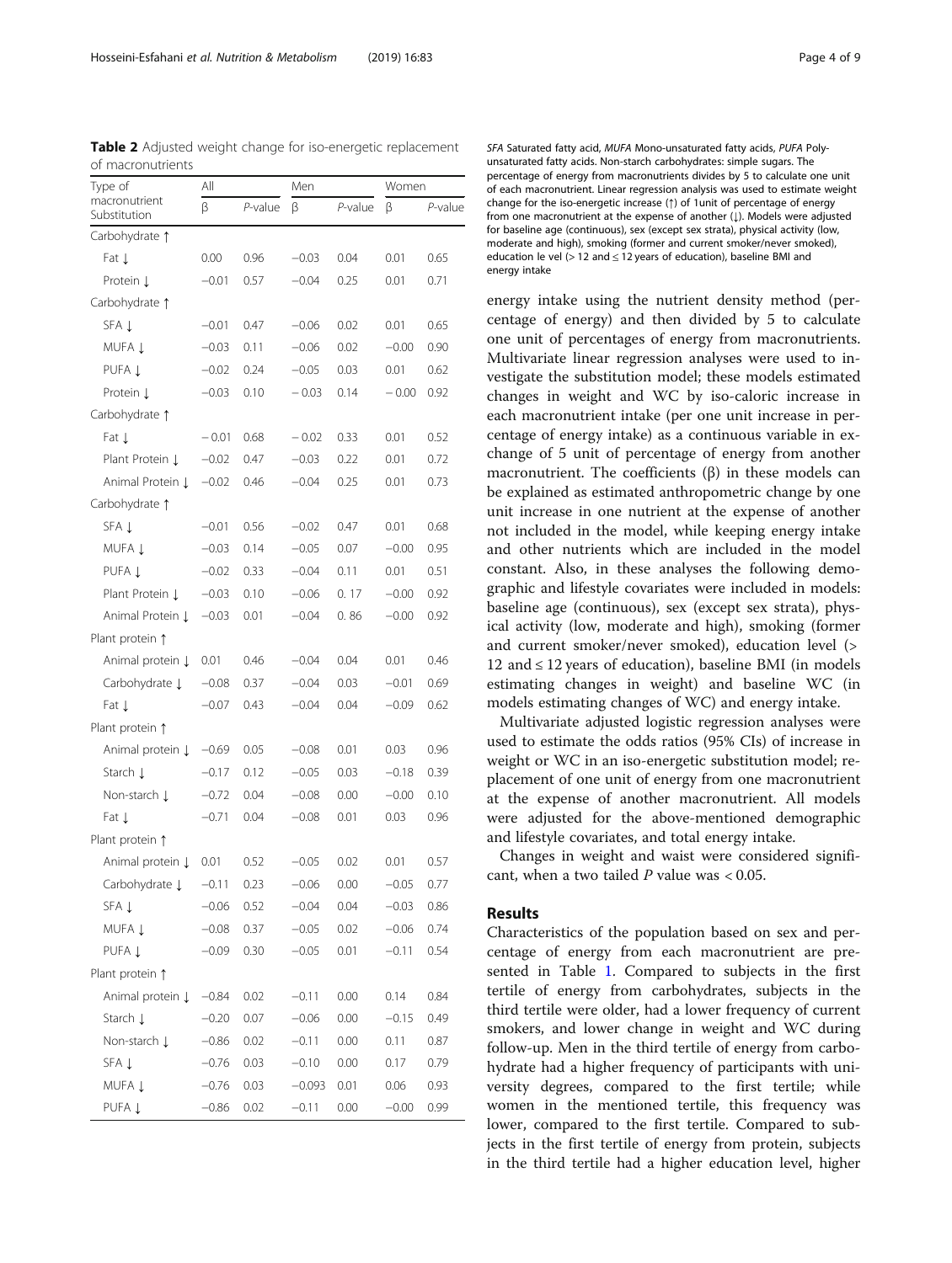**Table 2** Adjusted weight change for iso-energetic replacement of macronutrients

| Type of macronutrient Substitution | All | | Men | | Women | |
|---|---|---|---|---|---|---|
| | β | *P*-value | β | *P*-value | β | *P*-value |
| Carbohydrate ↑ | | | | | | |
| Fat ↓ | 0.00 | 0.96 | −0.03 | 0.04 | 0.01 | 0.65 |
| Protein ↓ | −0.01 | 0.57 | −0.04 | 0.25 | 0.01 | 0.71 |
| Carbohydrate ↑ | | | | | | |
| SFA ↓ | −0.01 | 0.47 | −0.06 | 0.02 | 0.01 | 0.65 |
| MUFA ↓ | −0.03 | 0.11 | −0.06 | 0.02 | −0.00 | 0.90 |
| PUFA ↓ | −0.02 | 0.24 | −0.05 | 0.03 | 0.01 | 0.62 |
| Protein ↓ | −0.03 | 0.10 | − 0.03 | 0.14 | − 0.00 | 0.92 |
| Carbohydrate ↑ | | | | | | |
| Fat ↓ | − 0.01 | 0.68 | − 0.02 | 0.33 | 0.01 | 0.52 |
| Plant Protein ↓ | −0.02 | 0.47 | −0.03 | 0.22 | 0.01 | 0.72 |
| Animal Protein ↓ | −0.02 | 0.46 | −0.04 | 0.25 | 0.01 | 0.73 |
| Carbohydrate ↑ | | | | | | |
| SFA ↓ | −0.01 | 0.56 | −0.02 | 0.47 | 0.01 | 0.68 |
| MUFA ↓ | −0.03 | 0.14 | −0.05 | 0.07 | −0.00 | 0.95 |
| PUFA ↓ | −0.02 | 0.33 | −0.04 | 0.11 | 0.01 | 0.51 |
| Plant Protein ↓ | −0.03 | 0.10 | −0.06 | 0. 17 | −0.00 | 0.92 |
| Animal Protein ↓ | −0.03 | 0.01 | −0.04 | 0. 86 | −0.00 | 0.92 |
| Plant protein ↑ | | | | | | |
| Animal protein ↓ | 0.01 | 0.46 | −0.04 | 0.04 | 0.01 | 0.46 |
| Carbohydrate ↓ | −0.08 | 0.37 | −0.04 | 0.03 | −0.01 | 0.69 |
| Fat ↓ | −0.07 | 0.43 | −0.04 | 0.04 | −0.09 | 0.62 |
| Plant protein ↑ | | | | | | |
| Animal protein ↓ | −0.69 | 0.05 | −0.08 | 0.01 | 0.03 | 0.96 |
| Starch ↓ | −0.17 | 0.12 | −0.05 | 0.03 | −0.18 | 0.39 |
| Non-starch ↓ | −0.72 | 0.04 | −0.08 | 0.00 | −0.00 | 0.10 |
| Fat ↓ | −0.71 | 0.04 | −0.08 | 0.01 | 0.03 | 0.96 |
| Plant protein ↑ | | | | | | |
| Animal protein ↓ | 0.01 | 0.52 | −0.05 | 0.02 | 0.01 | 0.57 |
| Carbohydrate ↓ | −0.11 | 0.23 | −0.06 | 0.00 | −0.05 | 0.77 |
| SFA ↓ | −0.06 | 0.52 | −0.04 | 0.04 | −0.03 | 0.86 |
| MUFA ↓ | −0.08 | 0.37 | −0.05 | 0.02 | −0.06 | 0.74 |
| PUFA ↓ | −0.09 | 0.30 | −0.05 | 0.01 | −0.11 | 0.54 |
| Plant protein ↑ | | | | | | |
| Animal protein ↓ | −0.84 | 0.02 | −0.11 | 0.00 | 0.14 | 0.84 |
| Starch ↓ | −0.20 | 0.07 | −0.06 | 0.00 | −0.15 | 0.49 |
| Non-starch ↓ | −0.86 | 0.02 | −0.11 | 0.00 | 0.11 | 0.87 |
| SFA ↓ | −0.76 | 0.03 | −0.10 | 0.00 | 0.17 | 0.79 |
| MUFA ↓ | −0.76 | 0.03 | −0.093 | 0.01 | 0.06 | 0.93 |
| PUFA ↓ | −0.86 | 0.02 | −0.11 | 0.00 | −0.00 | 0.99 |

*SFA* Saturated fatty acid, *MUFA* Mono-unsaturated fatty acids, *PUFA* Poly-unsaturated fatty acids. Non-starch carbohydrates: simple sugars. The percentage of energy from macronutrients divides by 5 to calculate one unit of each macronutrient. Linear regression analysis was used to estimate weight change for the iso-energetic increase (↑) of 1unit of percentage of energy from one macronutrient at the expense of another (↓). Models were adjusted for baseline age (continuous), sex (except sex strata), physical activity (low, moderate and high), smoking (former and current smoker/never smoked), education le vel (> 12 and ≤ 12 years of education), baseline BMI and energy intake

energy intake using the nutrient density method (percentage of energy) and then divided by 5 to calculate one unit of percentages of energy from macronutrients. Multivariate linear regression analyses were used to investigate the substitution model; these models estimated changes in weight and WC by iso-caloric increase in each macronutrient intake (per one unit increase in percentage of energy intake) as a continuous variable in exchange of 5 unit of percentage of energy from another macronutrient. The coefficients (β) in these models can be explained as estimated anthropometric change by one unit increase in one nutrient at the expense of another not included in the model, while keeping energy intake and other nutrients which are included in the model constant. Also, in these analyses the following demographic and lifestyle covariates were included in models: baseline age (continuous), sex (except sex strata), physical activity (low, moderate and high), smoking (former and current smoker/never smoked), education level (> 12 and ≤ 12 years of education), baseline BMI (in models estimating changes in weight) and baseline WC (in models estimating changes of WC) and energy intake.

Multivariate adjusted logistic regression analyses were used to estimate the odds ratios (95% CIs) of increase in weight or WC in an iso-energetic substitution model; replacement of one unit of energy from one macronutrient at the expense of another macronutrient. All models were adjusted for the above-mentioned demographic and lifestyle covariates, and total energy intake.

Changes in weight and waist were considered significant, when a two tailed $P$ value was $< 0.05$.

## Results

Characteristics of the population based on sex and percentage of energy from each macronutrient are presented in Table 1. Compared to subjects in the first tertile of energy from carbohydrates, subjects in the third tertile were older, had a lower frequency of current smokers, and lower change in weight and WC during follow-up. Men in the third tertile of energy from carbohydrate had a higher frequency of participants with university degrees, compared to the first tertile; while women in the mentioned tertile, this frequency was lower, compared to the first tertile. Compared to subjects in the first tertile of energy from protein, subjects in the third tertile had a higher education level, higher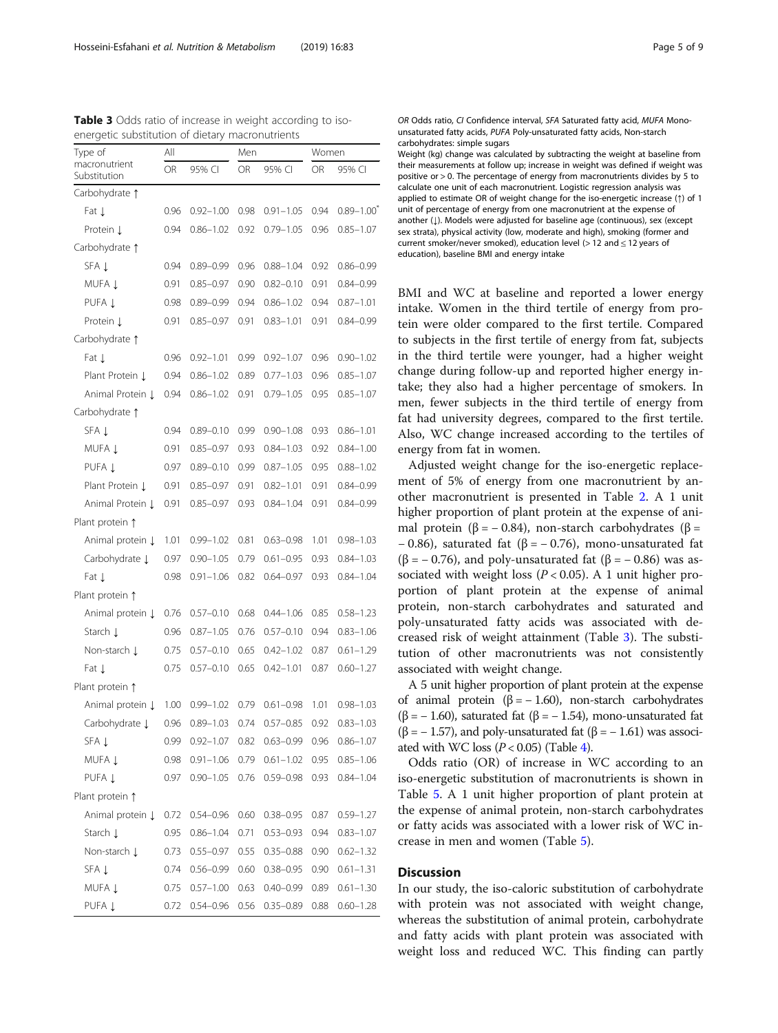**Table 3** Odds ratio of increase in weight according to iso-energetic substitution of dietary macronutrients

| Type of macronutrient Substitution | All | | Men | | Women | |
|---|---|---|---|---|---|---|
| | OR | 95% CI | OR | 95% CI | OR | 95% CI |
| Carbohydrate ↑ | | | | | | |
| Fat ↓ | 0.96 | 0.92–1.00 | 0.98 | 0.91–1.05 | 0.94 | 0.89–1.00* |
| Protein ↓ | 0.94 | 0.86–1.02 | 0.92 | 0.79–1.05 | 0.96 | 0.85–1.07 |
| Carbohydrate ↑ | | | | | | |
| SFA ↓ | 0.94 | 0.89–0.99 | 0.96 | 0.88–1.04 | 0.92 | 0.86–0.99 |
| MUFA ↓ | 0.91 | 0.85–0.97 | 0.90 | 0.82–0.10 | 0.91 | 0.84–0.99 |
| PUFA ↓ | 0.98 | 0.89–0.99 | 0.94 | 0.86–1.02 | 0.94 | 0.87–1.01 |
| Protein ↓ | 0.91 | 0.85–0.97 | 0.91 | 0.83–1.01 | 0.91 | 0.84–0.99 |
| Carbohydrate ↑ | | | | | | |
| Fat ↓ | 0.96 | 0.92–1.01 | 0.99 | 0.92–1.07 | 0.96 | 0.90–1.02 |
| Plant Protein ↓ | 0.94 | 0.86–1.02 | 0.89 | 0.77–1.03 | 0.96 | 0.85–1.07 |
| Animal Protein ↓ | 0.94 | 0.86–1.02 | 0.91 | 0.79–1.05 | 0.95 | 0.85–1.07 |
| Carbohydrate ↑ | | | | | | |
| SFA ↓ | 0.94 | 0.89–0.10 | 0.99 | 0.90–1.08 | 0.93 | 0.86–1.01 |
| MUFA ↓ | 0.91 | 0.85–0.97 | 0.93 | 0.84–1.03 | 0.92 | 0.84–1.00 |
| PUFA ↓ | 0.97 | 0.89–0.10 | 0.99 | 0.87–1.05 | 0.95 | 0.88–1.02 |
| Plant Protein ↓ | 0.91 | 0.85–0.97 | 0.91 | 0.82–1.01 | 0.91 | 0.84–0.99 |
| Animal Protein ↓ | 0.91 | 0.85–0.97 | 0.93 | 0.84–1.04 | 0.91 | 0.84–0.99 |
| Plant protein ↑ | | | | | | |
| Animal protein ↓ | 1.01 | 0.99–1.02 | 0.81 | 0.63–0.98 | 1.01 | 0.98–1.03 |
| Carbohydrate ↓ | 0.97 | 0.90–1.05 | 0.79 | 0.61–0.95 | 0.93 | 0.84–1.03 |
| Fat ↓ | 0.98 | 0.91–1.06 | 0.82 | 0.64–0.97 | 0.93 | 0.84–1.04 |
| Plant protein ↑ | | | | | | |
| Animal protein ↓ | 0.76 | 0.57–0.10 | 0.68 | 0.44–1.06 | 0.85 | 0.58–1.23 |
| Starch ↓ | 0.96 | 0.87–1.05 | 0.76 | 0.57–0.10 | 0.94 | 0.83–1.06 |
| Non-starch ↓ | 0.75 | 0.57–0.10 | 0.65 | 0.42–1.02 | 0.87 | 0.61–1.29 |
| Fat ↓ | 0.75 | 0.57–0.10 | 0.65 | 0.42–1.01 | 0.87 | 0.60–1.27 |
| Plant protein ↑ | | | | | | |
| Animal protein ↓ | 1.00 | 0.99–1.02 | 0.79 | 0.61–0.98 | 1.01 | 0.98–1.03 |
| Carbohydrate ↓ | 0.96 | 0.89–1.03 | 0.74 | 0.57–0.85 | 0.92 | 0.83–1.03 |
| SFA ↓ | 0.99 | 0.92–1.07 | 0.82 | 0.63–0.99 | 0.96 | 0.86–1.07 |
| MUFA ↓ | 0.98 | 0.91–1.06 | 0.79 | 0.61–1.02 | 0.95 | 0.85–1.06 |
| PUFA ↓ | 0.97 | 0.90–1.05 | 0.76 | 0.59–0.98 | 0.93 | 0.84–1.04 |
| Plant protein ↑ | | | | | | |
| Animal protein ↓ | 0.72 | 0.54–0.96 | 0.60 | 0.38–0.95 | 0.87 | 0.59–1.27 |
| Starch ↓ | 0.95 | 0.86–1.04 | 0.71 | 0.53–0.93 | 0.94 | 0.83–1.07 |
| Non-starch ↓ | 0.73 | 0.55–0.97 | 0.55 | 0.35–0.88 | 0.90 | 0.62–1.32 |
| SFA ↓ | 0.74 | 0.56–0.99 | 0.60 | 0.38–0.95 | 0.90 | 0.61–1.31 |
| MUFA ↓ | 0.75 | 0.57–1.00 | 0.63 | 0.40–0.99 | 0.89 | 0.61–1.30 |
| PUFA ↓ | 0.72 | 0.54–0.96 | 0.56 | 0.35–0.89 | 0.88 | 0.60–1.28 |

*OR* Odds ratio, *CI* Confidence interval, *SFA* Saturated fatty acid, *MUFA* Mono-unsaturated fatty acids, *PUFA* Poly-unsaturated fatty acids, Non-starch carbohydrates: simple sugars

Weight (kg) change was calculated by subtracting the weight at baseline from their measurements at follow up; increase in weight was defined if weight was positive or > 0. The percentage of energy from macronutrients divides by 5 to calculate one unit of each macronutrient. Logistic regression analysis was applied to estimate OR of weight change for the iso-energetic increase (↑) of 1 unit of percentage of energy from one macronutrient at the expense of another (↓). Models were adjusted for baseline age (continuous), sex (except sex strata), physical activity (low, moderate and high), smoking (former and current smoker/never smoked), education level (> 12 and ≤ 12 years of education), baseline BMI and energy intake

BMI and WC at baseline and reported a lower energy intake. Women in the third tertile of energy from protein were older compared to the first tertile. Compared to subjects in the first tertile of energy from fat, subjects in the third tertile were younger, had a higher weight change during follow-up and reported higher energy intake; they also had a higher percentage of smokers. In men, fewer subjects in the third tertile of energy from fat had university degrees, compared to the first tertile. Also, WC change increased according to the tertiles of energy from fat in women.

Adjusted weight change for the iso-energetic replacement of 5% of energy from one macronutrient by another macronutrient is presented in Table 2. A 1 unit higher proportion of plant protein at the expense of animal protein ($\beta = -0.84$), non-starch carbohydrates ($\beta = -0.86$), saturated fat ($\beta = -0.76$), mono-unsaturated fat ($\beta = -0.76$), and poly-unsaturated fat ($\beta = -0.86$) was associated with weight loss ($P < 0.05$). A 1 unit higher proportion of plant protein at the expense of animal protein, non-starch carbohydrates and saturated and poly-unsaturated fatty acids was associated with decreased risk of weight attainment (Table 3). The substitution of other macronutrients was not consistently associated with weight change.

A 5 unit higher proportion of plant protein at the expense of animal protein ($\beta = -1.60$), non-starch carbohydrates ($\beta = -1.60$), saturated fat ($\beta = -1.54$), mono-unsaturated fat ($\beta = -1.57$), and poly-unsaturated fat ($\beta = -1.61$) was associated with WC loss ($P < 0.05$) (Table 4).

Odds ratio (OR) of increase in WC according to an iso-energetic substitution of macronutrients is shown in Table 5. A 1 unit higher proportion of plant protein at the expense of animal protein, non-starch carbohydrates or fatty acids was associated with a lower risk of WC increase in men and women (Table 5).

## Discussion

In our study, the iso-caloric substitution of carbohydrate with protein was not associated with weight change, whereas the substitution of animal protein, carbohydrate and fatty acids with plant protein was associated with weight loss and reduced WC. This finding can partly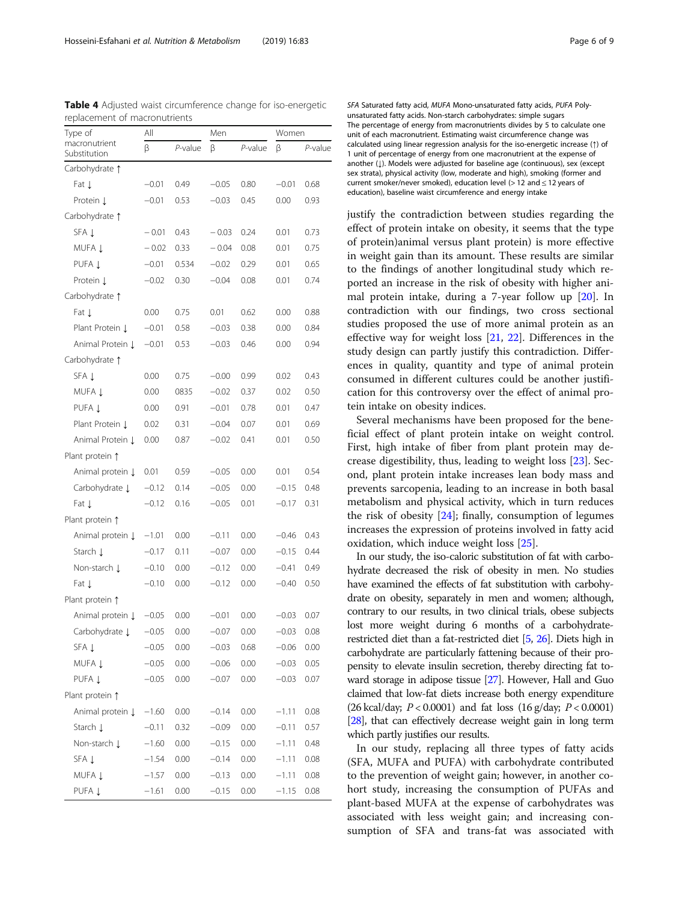**Table 4** Adjusted waist circumference change for iso-energetic replacement of macronutrients

| Type of macronutrient Substitution | All | | Men | | Women | |
|---|---|---|---|---|---|---|
| | β | P-value | β | P-value | β | P-value |
| Carbohydrate ↑ | | | | | | |
| Fat ↓ | −0.01 | 0.49 | −0.05 | 0.80 | −0.01 | 0.68 |
| Protein ↓ | −0.01 | 0.53 | −0.03 | 0.45 | 0.00 | 0.93 |
| Carbohydrate ↑ | | | | | | |
| SFA ↓ | − 0.01 | 0.43 | − 0.03 | 0.24 | 0.01 | 0.73 |
| MUFA ↓ | − 0.02 | 0.33 | − 0.04 | 0.08 | 0.01 | 0.75 |
| PUFA ↓ | −0.01 | 0.534 | −0.02 | 0.29 | 0.01 | 0.65 |
| Protein ↓ | −0.02 | 0.30 | −0.04 | 0.08 | 0.01 | 0.74 |
| Carbohydrate ↑ | | | | | | |
| Fat ↓ | 0.00 | 0.75 | 0.01 | 0.62 | 0.00 | 0.88 |
| Plant Protein ↓ | −0.01 | 0.58 | −0.03 | 0.38 | 0.00 | 0.84 |
| Animal Protein ↓ | −0.01 | 0.53 | −0.03 | 0.46 | 0.00 | 0.94 |
| Carbohydrate ↑ | | | | | | |
| SFA ↓ | 0.00 | 0.75 | −0.00 | 0.99 | 0.02 | 0.43 |
| MUFA ↓ | 0.00 | 0835 | −0.02 | 0.37 | 0.02 | 0.50 |
| PUFA ↓ | 0.00 | 0.91 | −0.01 | 0.78 | 0.01 | 0.47 |
| Plant Protein ↓ | 0.02 | 0.31 | −0.04 | 0.07 | 0.01 | 0.69 |
| Animal Protein ↓ | 0.00 | 0.87 | −0.02 | 0.41 | 0.01 | 0.50 |
| Plant protein ↑ | | | | | | |
| Animal protein ↓ | 0.01 | 0.59 | −0.05 | 0.00 | 0.01 | 0.54 |
| Carbohydrate ↓ | −0.12 | 0.14 | −0.05 | 0.00 | −0.15 | 0.48 |
| Fat ↓ | −0.12 | 0.16 | −0.05 | 0.01 | −0.17 | 0.31 |
| Plant protein ↑ | | | | | | |
| Animal protein ↓ | −1.01 | 0.00 | −0.11 | 0.00 | −0.46 | 0.43 |
| Starch ↓ | −0.17 | 0.11 | −0.07 | 0.00 | −0.15 | 0.44 |
| Non-starch ↓ | −0.10 | 0.00 | −0.12 | 0.00 | −0.41 | 0.49 |
| Fat ↓ | −0.10 | 0.00 | −0.12 | 0.00 | −0.40 | 0.50 |
| Plant protein ↑ | | | | | | |
| Animal protein ↓ | −0.05 | 0.00 | −0.01 | 0.00 | −0.03 | 0.07 |
| Carbohydrate ↓ | −0.05 | 0.00 | −0.07 | 0.00 | −0.03 | 0.08 |
| SFA ↓ | −0.05 | 0.00 | −0.03 | 0.68 | −0.06 | 0.00 |
| MUFA ↓ | −0.05 | 0.00 | −0.06 | 0.00 | −0.03 | 0.05 |
| PUFA ↓ | −0.05 | 0.00 | −0.07 | 0.00 | −0.03 | 0.07 |
| Plant protein ↑ | | | | | | |
| Animal protein ↓ | −1.60 | 0.00 | −0.14 | 0.00 | −1.11 | 0.08 |
| Starch ↓ | −0.11 | 0.32 | −0.09 | 0.00 | −0.11 | 0.57 |
| Non-starch ↓ | −1.60 | 0.00 | −0.15 | 0.00 | −1.11 | 0.48 |
| SFA ↓ | −1.54 | 0.00 | −0.14 | 0.00 | −1.11 | 0.08 |
| MUFA ↓ | −1.57 | 0.00 | −0.13 | 0.00 | −1.11 | 0.08 |
| PUFA ↓ | −1.61 | 0.00 | −0.15 | 0.00 | −1.15 | 0.08 |

SFA Saturated fatty acid, MUFA Mono-unsaturated fatty acids, PUFA Poly-unsaturated fatty acids. Non-starch carbohydrates: simple sugars
The percentage of energy from macronutrients divides by 5 to calculate one unit of each macronutrient. Estimating waist circumference change was calculated using linear regression analysis for the iso-energetic increase (↑) of 1 unit of percentage of energy from one macronutrient at the expense of another (↓). Models were adjusted for baseline age (continuous), sex (except sex strata), physical activity (low, moderate and high), smoking (former and current smoker/never smoked), education level (> 12 and ≤ 12 years of education), baseline waist circumference and energy intake

justify the contradiction between studies regarding the effect of protein intake on obesity, it seems that the type of protein)animal versus plant protein) is more effective in weight gain than its amount. These results are similar to the findings of another longitudinal study which reported an increase in the risk of obesity with higher animal protein intake, during a 7-year follow up [20]. In contradiction with our findings, two cross sectional studies proposed the use of more animal protein as an effective way for weight loss [21, 22]. Differences in the study design can partly justify this contradiction. Differences in quality, quantity and type of animal protein consumed in different cultures could be another justification for this controversy over the effect of animal protein intake on obesity indices.

Several mechanisms have been proposed for the beneficial effect of plant protein intake on weight control. First, high intake of fiber from plant protein may decrease digestibility, thus, leading to weight loss [23]. Second, plant protein intake increases lean body mass and prevents sarcopenia, leading to an increase in both basal metabolism and physical activity, which in turn reduces the risk of obesity [24]; finally, consumption of legumes increases the expression of proteins involved in fatty acid oxidation, which induce weight loss [25].

In our study, the iso-caloric substitution of fat with carbohydrate decreased the risk of obesity in men. No studies have examined the effects of fat substitution with carbohydrate on obesity, separately in men and women; although, contrary to our results, in two clinical trials, obese subjects lost more weight during 6 months of a carbohydrate-restricted diet than a fat-restricted diet [5, 26]. Diets high in carbohydrate are particularly fattening because of their propensity to elevate insulin secretion, thereby directing fat toward storage in adipose tissue [27]. However, Hall and Guo claimed that low-fat diets increase both energy expenditure (26 kcal/day; $P < 0.0001$) and fat loss (16 g/day; $P < 0.0001$) [28], that can effectively decrease weight gain in long term which partly justifies our results.

In our study, replacing all three types of fatty acids (SFA, MUFA and PUFA) with carbohydrate contributed to the prevention of weight gain; however, in another cohort study, increasing the consumption of PUFAs and plant-based MUFA at the expense of carbohydrates was associated with less weight gain; and increasing consumption of SFA and trans-fat was associated with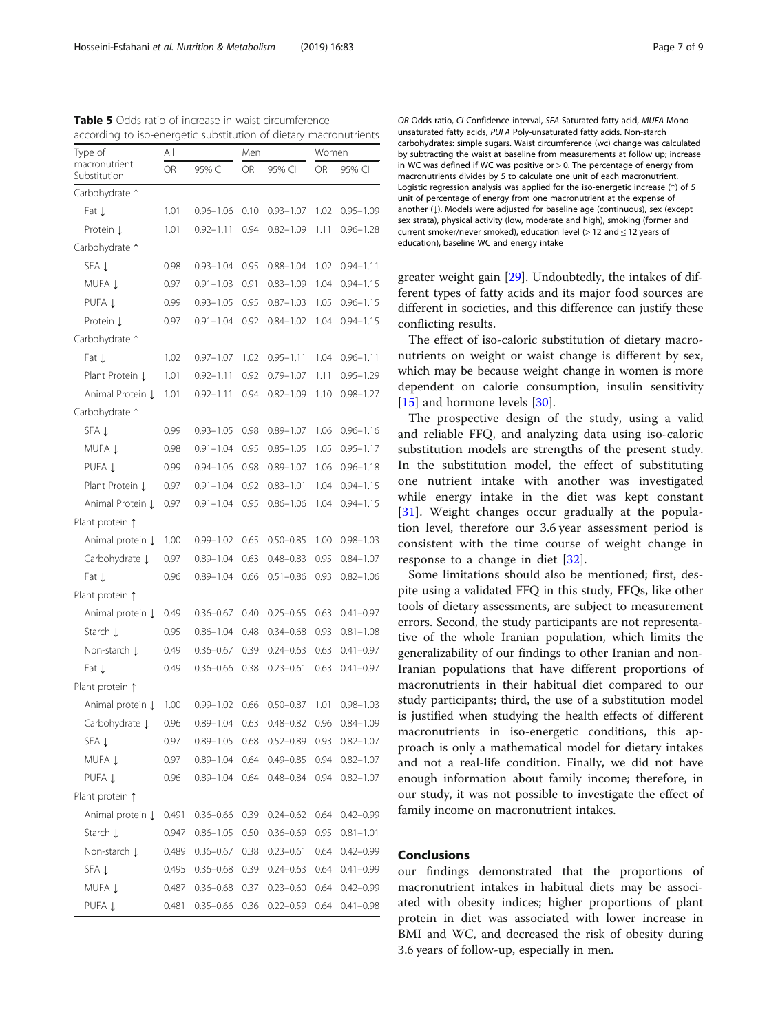**Table 5** Odds ratio of increase in waist circumference according to iso-energetic substitution of dietary macronutrients

| Type of macronutrient Substitution | All | | Men | | Women | |
|---|---|---|---|---|---|---|
| | OR | 95% CI | OR | 95% CI | OR | 95% CI |
| Carbohydrate ↑ | | | | | | |
| Fat ↓ | 1.01 | 0.96–1.06 | 0.10 | 0.93–1.07 | 1.02 | 0.95–1.09 |
| Protein ↓ | 1.01 | 0.92–1.11 | 0.94 | 0.82–1.09 | 1.11 | 0.96–1.28 |
| Carbohydrate ↑ | | | | | | |
| SFA ↓ | 0.98 | 0.93–1.04 | 0.95 | 0.88–1.04 | 1.02 | 0.94–1.11 |
| MUFA ↓ | 0.97 | 0.91–1.03 | 0.91 | 0.83–1.09 | 1.04 | 0.94–1.15 |
| PUFA ↓ | 0.99 | 0.93–1.05 | 0.95 | 0.87–1.03 | 1.05 | 0.96–1.15 |
| Protein ↓ | 0.97 | 0.91–1.04 | 0.92 | 0.84–1.02 | 1.04 | 0.94–1.15 |
| Carbohydrate ↑ | | | | | | |
| Fat ↓ | 1.02 | 0.97–1.07 | 1.02 | 0.95–1.11 | 1.04 | 0.96–1.11 |
| Plant Protein ↓ | 1.01 | 0.92–1.11 | 0.92 | 0.79–1.07 | 1.11 | 0.95–1.29 |
| Animal Protein ↓ | 1.01 | 0.92–1.11 | 0.94 | 0.82–1.09 | 1.10 | 0.98–1.27 |
| Carbohydrate ↑ | | | | | | |
| SFA ↓ | 0.99 | 0.93–1.05 | 0.98 | 0.89–1.07 | 1.06 | 0.96–1.16 |
| MUFA ↓ | 0.98 | 0.91–1.04 | 0.95 | 0.85–1.05 | 1.05 | 0.95–1.17 |
| PUFA ↓ | 0.99 | 0.94–1.06 | 0.98 | 0.89–1.07 | 1.06 | 0.96–1.18 |
| Plant Protein ↓ | 0.97 | 0.91–1.04 | 0.92 | 0.83–1.01 | 1.04 | 0.94–1.15 |
| Animal Protein ↓ | 0.97 | 0.91–1.04 | 0.95 | 0.86–1.06 | 1.04 | 0.94–1.15 |
| Plant protein ↑ | | | | | | |
| Animal protein ↓ | 1.00 | 0.99–1.02 | 0.65 | 0.50–0.85 | 1.00 | 0.98–1.03 |
| Carbohydrate ↓ | 0.97 | 0.89–1.04 | 0.63 | 0.48–0.83 | 0.95 | 0.84–1.07 |
| Fat ↓ | 0.96 | 0.89–1.04 | 0.66 | 0.51–0.86 | 0.93 | 0.82–1.06 |
| Plant protein ↑ | | | | | | |
| Animal protein ↓ | 0.49 | 0.36–0.67 | 0.40 | 0.25–0.65 | 0.63 | 0.41–0.97 |
| Starch ↓ | 0.95 | 0.86–1.04 | 0.48 | 0.34–0.68 | 0.93 | 0.81–1.08 |
| Non-starch ↓ | 0.49 | 0.36–0.67 | 0.39 | 0.24–0.63 | 0.63 | 0.41–0.97 |
| Fat ↓ | 0.49 | 0.36–0.66 | 0.38 | 0.23–0.61 | 0.63 | 0.41–0.97 |
| Plant protein ↑ | | | | | | |
| Animal protein ↓ | 1.00 | 0.99–1.02 | 0.66 | 0.50–0.87 | 1.01 | 0.98–1.03 |
| Carbohydrate ↓ | 0.96 | 0.89–1.04 | 0.63 | 0.48–0.82 | 0.96 | 0.84–1.09 |
| SFA ↓ | 0.97 | 0.89–1.05 | 0.68 | 0.52–0.89 | 0.93 | 0.82–1.07 |
| MUFA ↓ | 0.97 | 0.89–1.04 | 0.64 | 0.49–0.85 | 0.94 | 0.82–1.07 |
| PUFA ↓ | 0.96 | 0.89–1.04 | 0.64 | 0.48–0.84 | 0.94 | 0.82–1.07 |
| Plant protein ↑ | | | | | | |
| Animal protein ↓ | 0.491 | 0.36–0.66 | 0.39 | 0.24–0.62 | 0.64 | 0.42–0.99 |
| Starch ↓ | 0.947 | 0.86–1.05 | 0.50 | 0.36–0.69 | 0.95 | 0.81–1.01 |
| Non-starch ↓ | 0.489 | 0.36–0.67 | 0.38 | 0.23–0.61 | 0.64 | 0.42–0.99 |
| SFA ↓ | 0.495 | 0.36–0.68 | 0.39 | 0.24–0.63 | 0.64 | 0.41–0.99 |
| MUFA ↓ | 0.487 | 0.36–0.68 | 0.37 | 0.23–0.60 | 0.64 | 0.42–0.99 |
| PUFA ↓ | 0.481 | 0.35–0.66 | 0.36 | 0.22–0.59 | 0.64 | 0.41–0.98 |

*OR* Odds ratio, *CI* Confidence interval, *SFA* Saturated fatty acid, *MUFA* Mono-unsaturated fatty acids, *PUFA* Poly-unsaturated fatty acids. Non-starch carbohydrates: simple sugars. Waist circumference (wc) change was calculated by subtracting the waist at baseline from measurements at follow up; increase in WC was defined if WC was positive or > 0. The percentage of energy from macronutrients divides by 5 to calculate one unit of each macronutrient. Logistic regression analysis was applied for the iso-energetic increase (↑) of 5 unit of percentage of energy from one macronutrient at the expense of another (↓). Models were adjusted for baseline age (continuous), sex (except sex strata), physical activity (low, moderate and high), smoking (former and current smoker/never smoked), education level (> 12 and ≤ 12 years of education), baseline WC and energy intake

greater weight gain [29]. Undoubtedly, the intakes of different types of fatty acids and its major food sources are different in societies, and this difference can justify these conflicting results.

The effect of iso-caloric substitution of dietary macronutrients on weight or waist change is different by sex, which may be because weight change in women is more dependent on calorie consumption, insulin sensitivity [15] and hormone levels [30].

The prospective design of the study, using a valid and reliable FFQ, and analyzing data using iso-caloric substitution models are strengths of the present study. In the substitution model, the effect of substituting one nutrient intake with another was investigated while energy intake in the diet was kept constant [31]. Weight changes occur gradually at the population level, therefore our 3.6 year assessment period is consistent with the time course of weight change in response to a change in diet [32].

Some limitations should also be mentioned; first, despite using a validated FFQ in this study, FFQs, like other tools of dietary assessments, are subject to measurement errors. Second, the study participants are not representative of the whole Iranian population, which limits the generalizability of our findings to other Iranian and non-Iranian populations that have different proportions of macronutrients in their habitual diet compared to our study participants; third, the use of a substitution model is justified when studying the health effects of different macronutrients in iso-energetic conditions, this approach is only a mathematical model for dietary intakes and not a real-life condition. Finally, we did not have enough information about family income; therefore, in our study, it was not possible to investigate the effect of family income on macronutrient intakes.

## Conclusions

our findings demonstrated that the proportions of macronutrient intakes in habitual diets may be associated with obesity indices; higher proportions of plant protein in diet was associated with lower increase in BMI and WC, and decreased the risk of obesity during 3.6 years of follow-up, especially in men.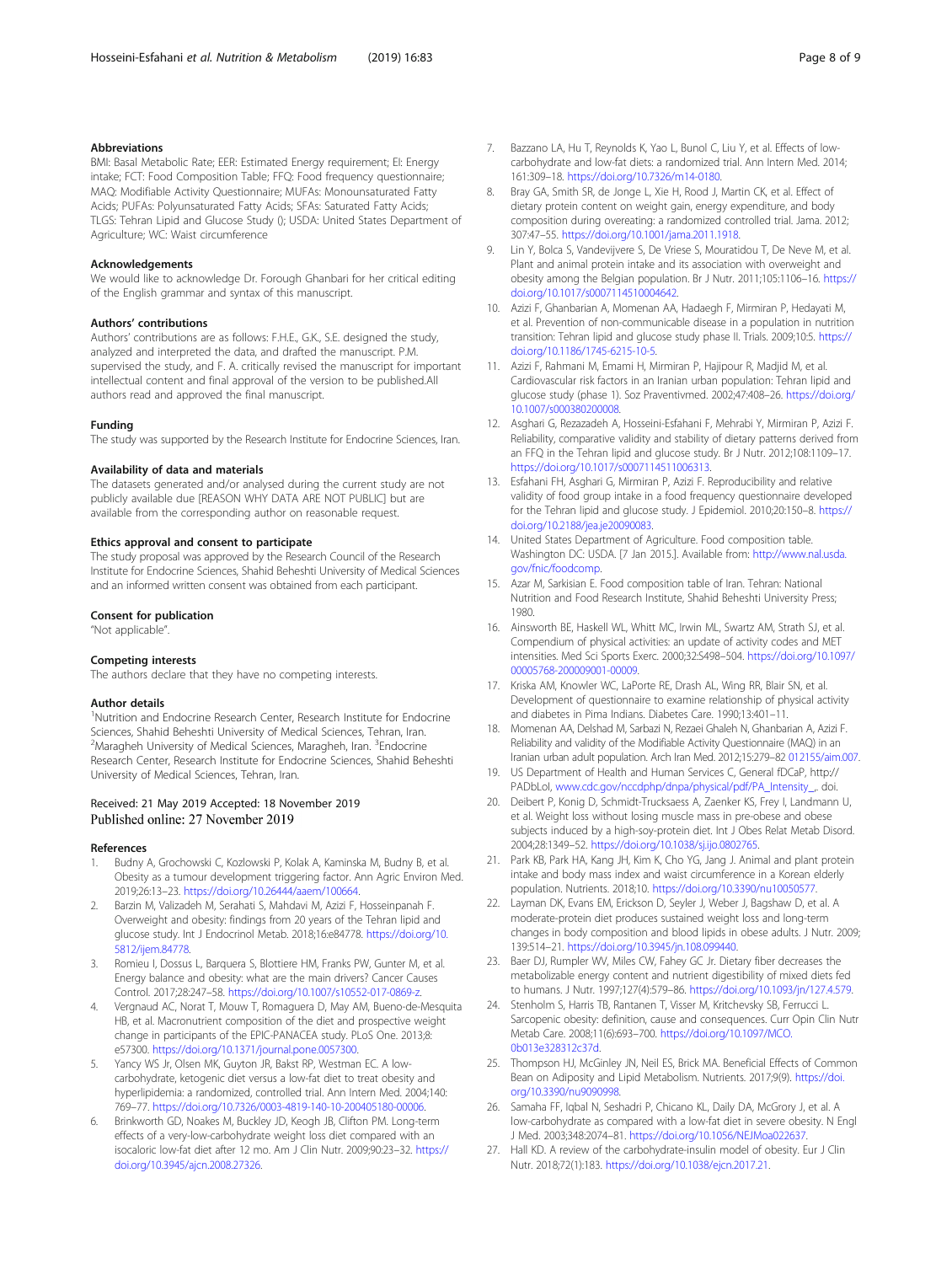### Abbreviations

BMI: Basal Metabolic Rate; EER: Estimated Energy requirement; EI: Energy intake; FCT: Food Composition Table; FFQ: Food frequency questionnaire; MAQ: Modifiable Activity Questionnaire; MUFAs: Monounsaturated Fatty Acids; PUFAs: Polyunsaturated Fatty Acids; SFAs: Saturated Fatty Acids; TLGS: Tehran Lipid and Glucose Study (); USDA: United States Department of Agriculture; WC: Waist circumference

### Acknowledgements

We would like to acknowledge Dr. Forough Ghanbari for her critical editing of the English grammar and syntax of this manuscript.

### Authors' contributions

Authors' contributions are as follows: F.H.E., G.K., S.E. designed the study, analyzed and interpreted the data, and drafted the manuscript. P.M. supervised the study, and F. A. critically revised the manuscript for important intellectual content and final approval of the version to be published.All authors read and approved the final manuscript.

### Funding

The study was supported by the Research Institute for Endocrine Sciences, Iran.

### Availability of data and materials

The datasets generated and/or analysed during the current study are not publicly available due [REASON WHY DATA ARE NOT PUBLIC] but are available from the corresponding author on reasonable request.

### Ethics approval and consent to participate

The study proposal was approved by the Research Council of the Research Institute for Endocrine Sciences, Shahid Beheshti University of Medical Sciences and an informed written consent was obtained from each participant.

### Consent for publication

"Not applicable".

### Competing interests

The authors declare that they have no competing interests.

### Author details

[1]Nutrition and Endocrine Research Center, Research Institute for Endocrine Sciences, Shahid Beheshti University of Medical Sciences, Tehran, Iran. [2]Maragheh University of Medical Sciences, Maragheh, Iran. [3]Endocrine Research Center, Research Institute for Endocrine Sciences, Shahid Beheshti University of Medical Sciences, Tehran, Iran.

Received: 21 May 2019 Accepted: 18 November 2019
Published online: 27 November 2019

### References

1. Budny A, Grochowski C, Kozlowski P, Kolak A, Kaminska M, Budny B, et al. Obesity as a tumour development triggering factor. Ann Agric Environ Med. 2019;26:13–23. https://doi.org/10.26444/aaem/100664.
2. Barzin M, Valizadeh M, Serahati S, Mahdavi M, Azizi F, Hosseinpanah F. Overweight and obesity: findings from 20 years of the Tehran lipid and glucose study. Int J Endocrinol Metab. 2018;16:e84778. https://doi.org/10.5812/ijem.84778.
3. Romieu I, Dossus L, Barquera S, Blottiere HM, Franks PW, Gunter M, et al. Energy balance and obesity: what are the main drivers? Cancer Causes Control. 2017;28:247–58. https://doi.org/10.1007/s10552-017-0869-z.
4. Vergnaud AC, Norat T, Mouw T, Romaguera D, May AM, Bueno-de-Mesquita HB, et al. Macronutrient composition of the diet and prospective weight change in participants of the EPIC-PANACEA study. PLoS One. 2013;8:e57300. https://doi.org/10.1371/journal.pone.0057300.
5. Yancy WS Jr, Olsen MK, Guyton JR, Bakst RP, Westman EC. A low-carbohydrate, ketogenic diet versus a low-fat diet to treat obesity and hyperlipidemia: a randomized, controlled trial. Ann Intern Med. 2004;140:769–77. https://doi.org/10.7326/0003-4819-140-10-200405180-00006.
6. Brinkworth GD, Noakes M, Buckley JD, Keogh JB, Clifton PM. Long-term effects of a very-low-carbohydrate weight loss diet compared with an isocaloric low-fat diet after 12 mo. Am J Clin Nutr. 2009;90:23–32. https://doi.org/10.3945/ajcn.2008.27326.
7. Bazzano LA, Hu T, Reynolds K, Yao L, Bunol C, Liu Y, et al. Effects of low-carbohydrate and low-fat diets: a randomized trial. Ann Intern Med. 2014;161:309–18. https://doi.org/10.7326/m14-0180.
8. Bray GA, Smith SR, de Jonge L, Xie H, Rood J, Martin CK, et al. Effect of dietary protein content on weight gain, energy expenditure, and body composition during overeating: a randomized controlled trial. Jama. 2012;307:47–55. https://doi.org/10.1001/jama.2011.1918.
9. Lin Y, Bolca S, Vandevijvere S, De Vriese S, Mouratidou T, De Neve M, et al. Plant and animal protein intake and its association with overweight and obesity among the Belgian population. Br J Nutr. 2011;105:1106–16. https://doi.org/10.1017/s0007114510004642.
10. Azizi F, Ghanbarian A, Momenan AA, Hadaegh F, Mirmiran P, Hedayati M, et al. Prevention of non-communicable disease in a population in nutrition transition: Tehran lipid and glucose study phase II. Trials. 2009;10:5. https://doi.org/10.1186/1745-6215-10-5.
11. Azizi F, Rahmani M, Emami H, Mirmiran P, Hajipour R, Madjid M, et al. Cardiovascular risk factors in an Iranian urban population: Tehran lipid and glucose study (phase 1). Soz Praventivmed. 2002;47:408–26. https://doi.org/10.1007/s000380200008.
12. Asghari G, Rezazadeh A, Hosseini-Esfahani F, Mehrabi Y, Mirmiran P, Azizi F. Reliability, comparative validity and stability of dietary patterns derived from an FFQ in the Tehran lipid and glucose study. Br J Nutr. 2012;108:1109–17. https://doi.org/10.1017/s0007114511006313.
13. Esfahani FH, Asghari G, Mirmiran P, Azizi F. Reproducibility and relative validity of food group intake in a food frequency questionnaire developed for the Tehran lipid and glucose study. J Epidemiol. 2010;20:150–8. https://doi.org/10.2188/jea.je20090083.
14. United States Department of Agriculture. Food composition table. Washington DC: USDA. [7 Jan 2015.]. Available from: http://www.nal.usda.gov/fnic/foodcomp.
15. Azar M, Sarkisian E. Food composition table of Iran. Tehran: National Nutrition and Food Research Institute, Shahid Beheshti University Press; 1980.
16. Ainsworth BE, Haskell WL, Whitt MC, Irwin ML, Swartz AM, Strath SJ, et al. Compendium of physical activities: an update of activity codes and MET intensities. Med Sci Sports Exerc. 2000;32:S498–504. https://doi.org/10.1097/00005768-200009001-00009.
17. Kriska AM, Knowler WC, LaPorte RE, Drash AL, Wing RR, Blair SN, et al. Development of questionnaire to examine relationship of physical activity and diabetes in Pima Indians. Diabetes Care. 1990;13:401–11.
18. Momenan AA, Delshad M, Sarbazi N, Rezaei Ghaleh N, Ghanbarian A, Azizi F. Reliability and validity of the Modifiable Activity Questionnaire (MAQ) in an Iranian urban adult population. Arch Iran Med. 2012;15:279–82 012155/aim.007.
19. US Department of Health and Human Services C, General fDCaP, http://PADbLoI, www.cdc.gov/nccdphp/dnpa/physical/pdf/PA_Intensity_. doi.
20. Deibert P, Konig D, Schmidt-Trucksaess A, Zaenker KS, Frey I, Landmann U, et al. Weight loss without losing muscle mass in pre-obese and obese subjects induced by a high-soy-protein diet. Int J Obes Relat Metab Disord. 2004;28:1349–52. https://doi.org/10.1038/sj.ijo.0802765.
21. Park KB, Park HA, Kang JH, Kim K, Cho YG, Jang J. Animal and plant protein intake and body mass index and waist circumference in a Korean elderly population. Nutrients. 2018;10. https://doi.org/10.3390/nu10050577.
22. Layman DK, Evans EM, Erickson D, Seyler J, Weber J, Bagshaw D, et al. A moderate-protein diet produces sustained weight loss and long-term changes in body composition and blood lipids in obese adults. J Nutr. 2009;139:514–21. https://doi.org/10.3945/jn.108.099440.
23. Baer DJ, Rumpler WV, Miles CW, Fahey GC Jr. Dietary fiber decreases the metabolizable energy content and nutrient digestibility of mixed diets fed to humans. J Nutr. 1997;127(4):579–86. https://doi.org/10.1093/jn/127.4.579.
24. Stenholm S, Harris TB, Rantanen T, Visser M, Kritchevsky SB, Ferrucci L. Sarcopenic obesity: definition, cause and consequences. Curr Opin Clin Nutr Metab Care. 2008;11(6):693–700. https://doi.org/10.1097/MCO.0b013e328312c37d.
25. Thompson HJ, McGinley JN, Neil ES, Brick MA. Beneficial Effects of Common Bean on Adiposity and Lipid Metabolism. Nutrients. 2017;9(9). https://doi.org/10.3390/nu9090998.
26. Samaha FF, Iqbal N, Seshadri P, Chicano KL, Daily DA, McGrory J, et al. A low-carbohydrate as compared with a low-fat diet in severe obesity. N Engl J Med. 2003;348:2074–81. https://doi.org/10.1056/NEJMoa022637.
27. Hall KD. A review of the carbohydrate-insulin model of obesity. Eur J Clin Nutr. 2018;72(1):183. https://doi.org/10.1038/ejcn.2017.21.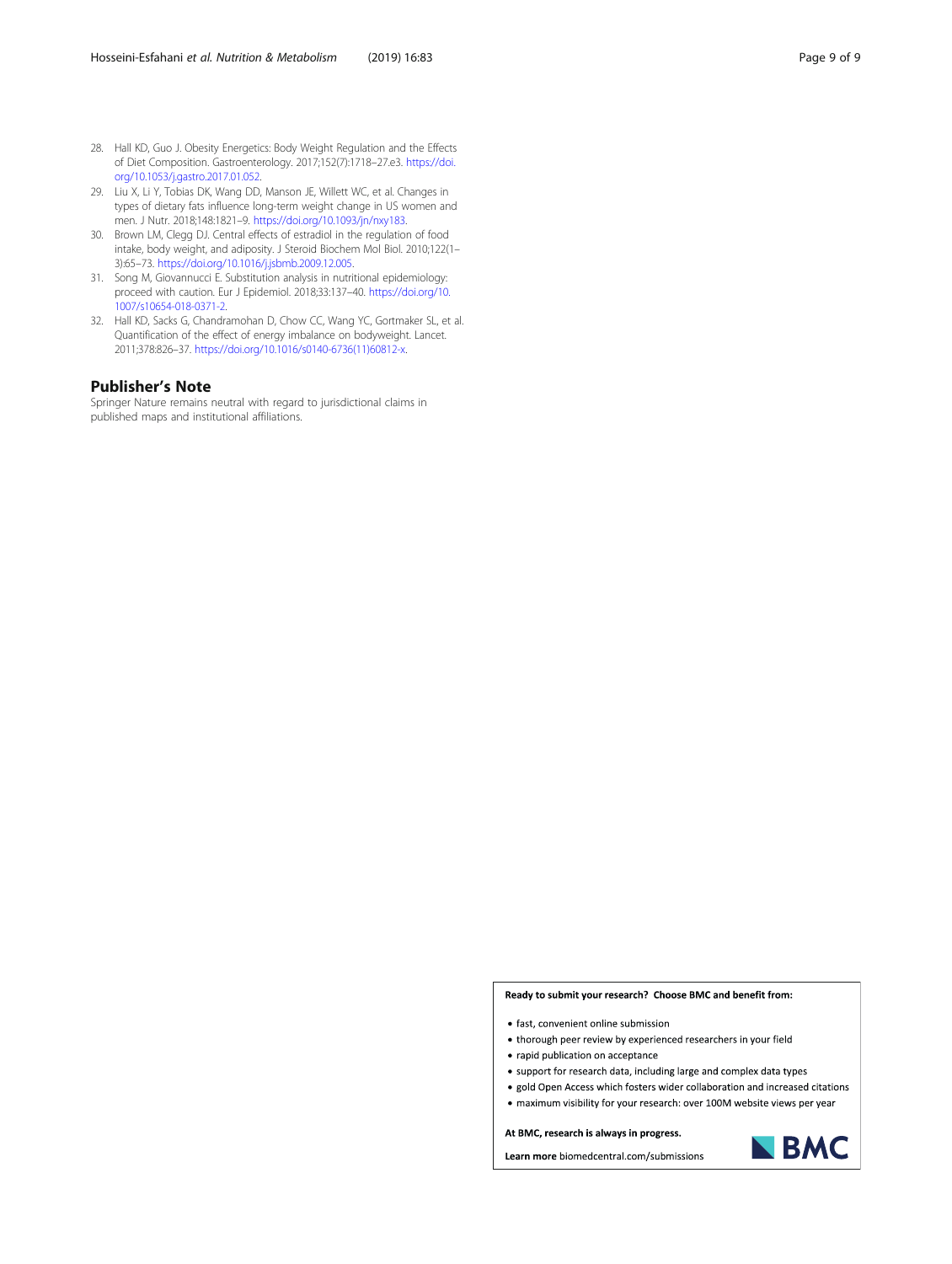28. Hall KD, Guo J. Obesity Energetics: Body Weight Regulation and the Effects of Diet Composition. Gastroenterology. 2017;152(7):1718–27.e3. https://doi.org/10.1053/j.gastro.2017.01.052.
29. Liu X, Li Y, Tobias DK, Wang DD, Manson JE, Willett WC, et al. Changes in types of dietary fats influence long-term weight change in US women and men. J Nutr. 2018;148:1821–9. https://doi.org/10.1093/jn/nxy183.
30. Brown LM, Clegg DJ. Central effects of estradiol in the regulation of food intake, body weight, and adiposity. J Steroid Biochem Mol Biol. 2010;122(1–3):65–73. https://doi.org/10.1016/j.jsbmb.2009.12.005.
31. Song M, Giovannucci E. Substitution analysis in nutritional epidemiology: proceed with caution. Eur J Epidemiol. 2018;33:137–40. https://doi.org/10.1007/s10654-018-0371-2.
32. Hall KD, Sacks G, Chandramohan D, Chow CC, Wang YC, Gortmaker SL, et al. Quantification of the effect of energy imbalance on bodyweight. Lancet. 2011;378:826–37. https://doi.org/10.1016/s0140-6736(11)60812-x.

## Publisher's Note

Springer Nature remains neutral with regard to jurisdictional claims in published maps and institutional affiliations.

**Ready to submit your research? Choose BMC and benefit from:**

- fast, convenient online submission
- thorough peer review by experienced researchers in your field
- rapid publication on acceptance
- support for research data, including large and complex data types
- gold Open Access which fosters wider collaboration and increased citations
- maximum visibility for your research: over 100M website views per year

**At BMC, research is always in progress.**

**Learn more** biomedcentral.com/submissions

BMC